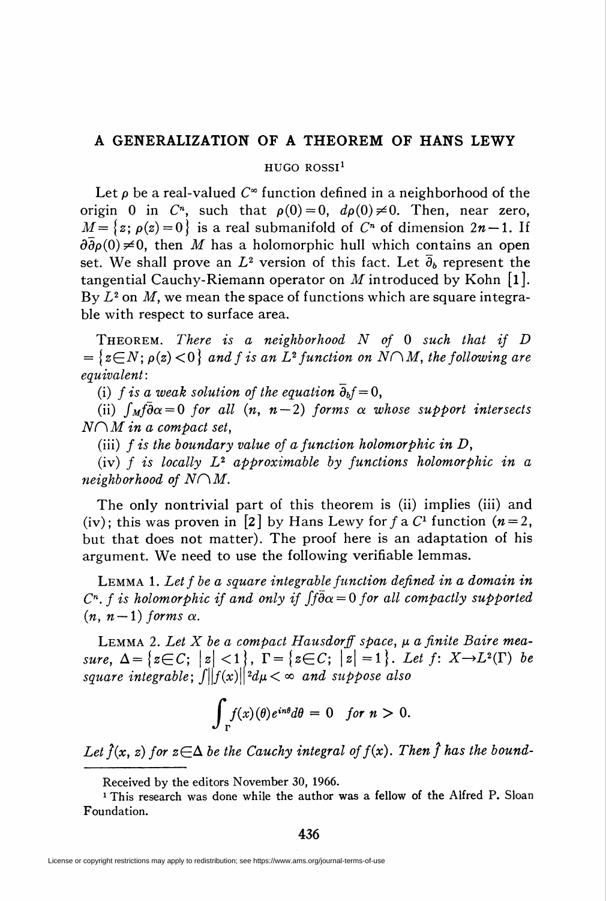# A GENERALIZATION OF A THEOREM OF HANS LEWY

HUGO ROSSI[1]

Let $\rho$ be a real-valued $C^\infty$ function defined in a neighborhood of the origin 0 in $C^n$, such that $\rho(0)=0$, $d\rho(0)\neq 0$. Then, near zero, $M=\{z;\ \rho(z)=0\}$ is a real submanifold of $C^n$ of dimension $2n-1$. If $\partial\bar{\partial}\rho(0)\neq 0$, then $M$ has a holomorphic hull which contains an open set. We shall prove an $L^2$ version of this fact. Let $\bar{\partial}_b$ represent the tangential Cauchy-Riemann operator on $M$ introduced by Kohn [1]. By $L^2$ on $M$, we mean the space of functions which are square integrable with respect to surface area.

THEOREM. *There is a neighborhood $N$ of 0 such that if $D=\{z\in N;\ \rho(z)<0\}$ and $f$ is an $L^2$ function on $N\cap M$, the following are equivalent:*

(i) *$f$ is a weak solution of the equation $\bar{\partial}_b f=0$,*

(ii) *$\int_M f\bar{\partial}\alpha=0$ for all $(n,\ n-2)$ forms $\alpha$ whose support intersects $N\cap M$ in a compact set,*

(iii) *$f$ is the boundary value of a function holomorphic in $D$,*

(iv) *$f$ is locally $L^2$ approximable by functions holomorphic in a neighborhood of $N\cap M$.*

The only nontrivial part of this theorem is (ii) implies (iii) and (iv); this was proven in [2] by Hans Lewy for $f$ a $C^1$ function ($n=2$, but that does not matter). The proof here is an adaptation of his argument. We need to use the following verifiable lemmas.

LEMMA 1. *Let $f$ be a square integrable function defined in a domain in $C^n$. $f$ is holomorphic if and only if $\int f\bar{\partial}\alpha=0$ for all compactly supported $(n,\ n-1)$ forms $\alpha$.*

LEMMA 2. *Let $X$ be a compact Hausdorff space, $\mu$ a finite Baire measure, $\Delta=\{z\in C;\ |z|<1\}$, $\Gamma=\{z\in C;\ |z|=1\}$. Let $f\colon X\to L^2(\Gamma)$ be square integrable; $\int\|f(x)\|^2 d\mu<\infty$ and suppose also*

$$\int_\Gamma f(x)(\theta)e^{in\theta}d\theta = 0 \quad \text{for } n>0.$$

*Let $\hat{f}(x, z)$ for $z\in\Delta$ be the Cauchy integral of $f(x)$. Then $\hat{f}$ has the bound-*

---

Received by the editors November 30, 1966.

[1] This research was done while the author was a fellow of the Alfred P. Sloan Foundation.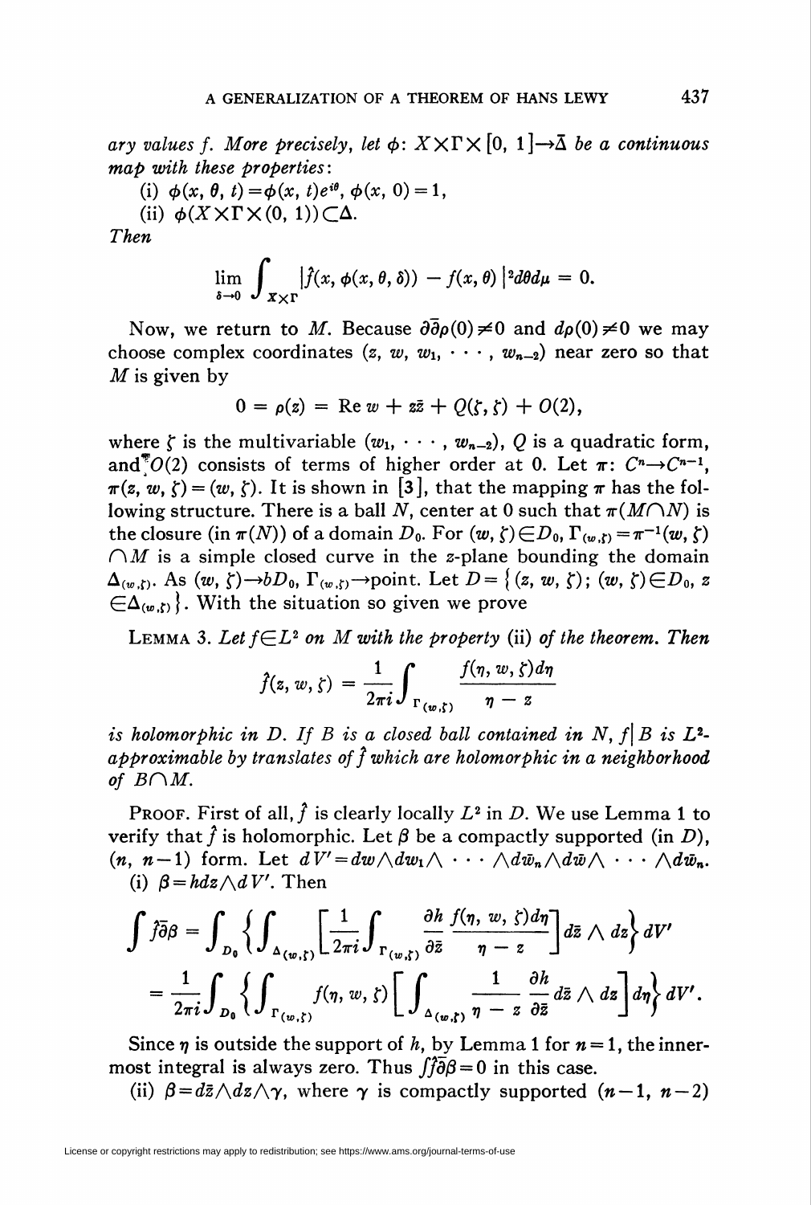*ary values f. More precisely, let $\phi$: $X\times\Gamma\times[0,1]\to\bar{\Delta}$ be a continuous map with these properties*:

(i) $\phi(x,\theta,t)=\phi(x,t)e^{i\theta}$, $\phi(x,0)=1$,

(ii) $\phi(X\times\Gamma\times(0,1))\subset\Delta$.

*Then*

$$\lim_{\delta\to 0}\int_{X\times\Gamma}\left|\hat{f}(x,\phi(x,\theta,\delta))-f(x,\theta)\right|^2 d\theta d\mu = 0.$$

Now, we return to $M$. Because $\partial\bar{\partial}\rho(0)\neq 0$ and $d\rho(0)\neq 0$ we may choose complex coordinates $(z, w, w_1, \cdots, w_{n-2})$ near zero so that $M$ is given by

$$0=\rho(z)=\operatorname{Re} w + z\bar{z} + Q(\zeta,\bar{\zeta}) + O(2),$$

where $\zeta$ is the multivariable $(w_1,\cdots,w_{n-2})$, $Q$ is a quadratic form, and $O(2)$ consists of terms of higher order at 0. Let $\pi$: $C^n\to C^{n-1}$, $\pi(z,w,\zeta)=(w,\zeta)$. It is shown in [3], that the mapping $\pi$ has the following structure. There is a ball $N$, center at 0 such that $\pi(M\cap N)$ is the closure (in $\pi(N)$) of a domain $D_0$. For $(w,\zeta)\in D_0$, $\Gamma_{(w,\zeta)}=\pi^{-1}(w,\zeta)\cap M$ is a simple closed curve in the $z$-plane bounding the domain $\Delta_{(w,\zeta)}$. As $(w,\zeta)\to bD_0$, $\Gamma_{(w,\zeta)}\to$point. Let $D=\{(z,w,\zeta);\,(w,\zeta)\in D_0,\, z\in\Delta_{(w,\zeta)}\}$. With the situation so given we prove

LEMMA 3. *Let $f\in L^2$ on $M$ with the property* (ii) *of the theorem. Then*

$$\hat{f}(z,w,\zeta)=\frac{1}{2\pi i}\int_{\Gamma_{(w,\zeta)}}\frac{f(\eta,w,\zeta)d\eta}{\eta - z}$$

*is holomorphic in $D$. If $B$ is a closed ball contained in $N$, $f|B$ is $L^2$-approximable by translates of $\hat{f}$ which are holomorphic in a neighborhood of $B\cap M$.*

PROOF. First of all, $\hat{f}$ is clearly locally $L^2$ in $D$. We use Lemma 1 to verify that $\hat{f}$ is holomorphic. Let $\beta$ be a compactly supported (in $D$), $(n, n-1)$ form. Let $dV'=dw\wedge dw_1\wedge\cdots\wedge d\bar{w}_n\wedge d\bar{w}\wedge\cdots\wedge d\bar{w}_n$.

(i) $\beta = h dz\wedge dV'$. Then

$$\int\hat{f}\bar{\partial}\beta=\int_{D_0}\left\{\int_{\Delta_{(w,\zeta)}}\left[\frac{1}{2\pi i}\int_{\Gamma_{(w,\zeta)}}\frac{\partial h}{\partial\bar{z}}\frac{f(\eta,w,\zeta)d\eta}{\eta - z}\right]d\bar{z}\wedge dz\right\}dV'$$

$$=\frac{1}{2\pi i}\int_{D_0}\left\{\int_{\Gamma_{(w,\zeta)}}f(\eta,w,\zeta)\left[\int_{\Delta_{(w,\zeta)}}\frac{1}{\eta - z}\frac{\partial h}{\partial\bar{z}}d\bar{z}\wedge dz\right]d\eta\right\}dV'.$$

Since $\eta$ is outside the support of $h$, by Lemma 1 for $n=1$, the innermost integral is always zero. Thus $\int\hat{f}\bar{\partial}\beta=0$ in this case.

(ii) $\beta=d\bar{z}\wedge dz\wedge\gamma$, where $\gamma$ is compactly supported $(n-1, n-2)$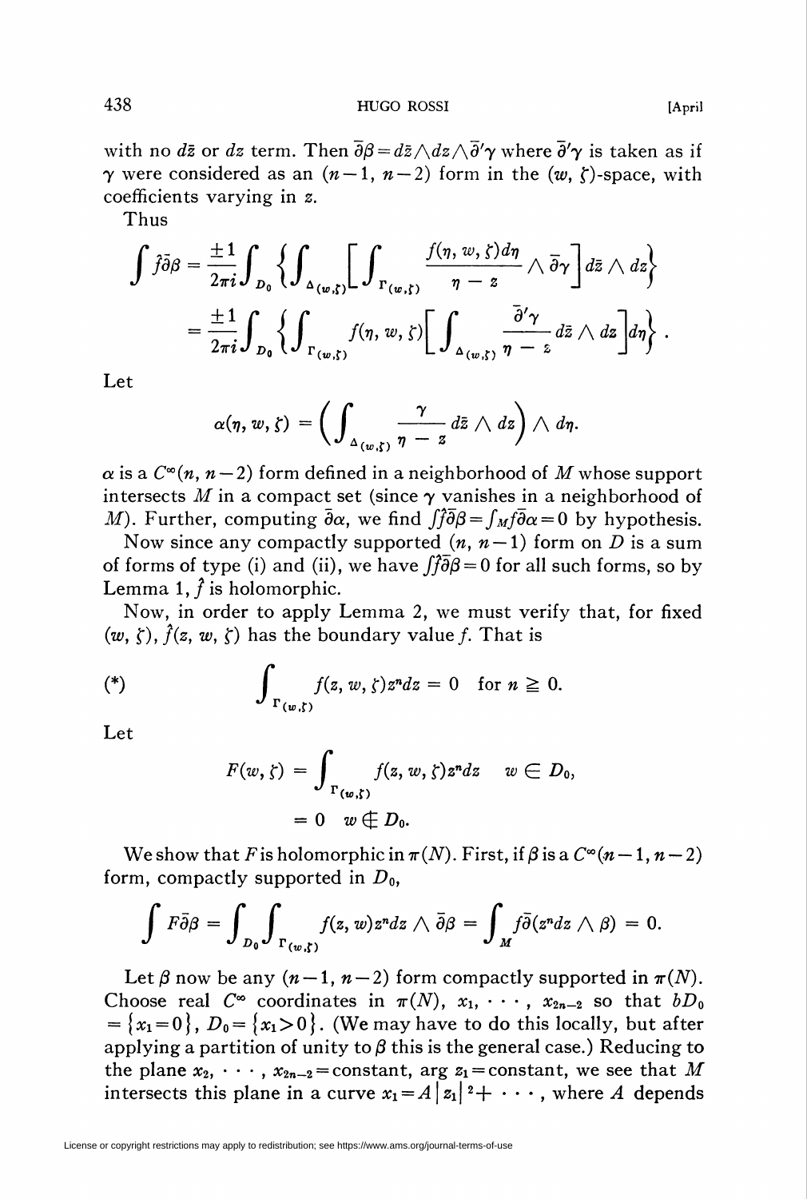with no $d\bar{z}$ or $dz$ term. Then $\bar{\partial}\beta = d\bar{z}\wedge dz\wedge\bar{\partial}'\gamma$ where $\bar{\partial}'\gamma$ is taken as if $\gamma$ were considered as an $(n-1, n-2)$ form in the $(w, \zeta)$-space, with coefficients varying in $z$.

Thus

$$\int \hat{f}\bar{\partial}\beta = \frac{\pm 1}{2\pi i}\int_{D_0}\left\{\int_{\Delta(w,\zeta)}\left[\int_{\Gamma(w,\zeta)}\frac{f(\eta, w, \zeta)d\eta}{\eta - z}\wedge\bar{\partial}\gamma\right]d\bar{z}\wedge dz\right\}$$

$$= \frac{\pm 1}{2\pi i}\int_{D_0}\left\{\int_{\Gamma(w,\zeta)} f(\eta, w, \zeta)\left[\int_{\Delta(w,\zeta)}\frac{\bar{\partial}'\gamma}{\eta - z}d\bar{z}\wedge dz\right]d\eta\right\}.$$

Let

$$\alpha(\eta, w, \zeta) = \left(\int_{\Delta(w,\zeta)}\frac{\gamma}{\eta - z}d\bar{z}\wedge dz\right)\wedge d\eta.$$

$\alpha$ is a $C^\infty(n, n-2)$ form defined in a neighborhood of $M$ whose support intersects $M$ in a compact set (since $\gamma$ vanishes in a neighborhood of $M$). Further, computing $\bar{\partial}\alpha$, we find $\int\hat{f}\bar{\partial}\beta = \int_M f\bar{\partial}\alpha = 0$ by hypothesis.

Now since any compactly supported $(n, n-1)$ form on $D$ is a sum of forms of type (i) and (ii), we have $\int\hat{f}\bar{\partial}\beta = 0$ for all such forms, so by Lemma 1, $\hat{f}$ is holomorphic.

Now, in order to apply Lemma 2, we must verify that, for fixed $(w, \zeta)$, $\hat{f}(z, w, \zeta)$ has the boundary value $f$. That is

$$(*) \qquad \int_{\Gamma(w,\zeta)} f(z, w, \zeta)z^n dz = 0 \quad \text{for } n \geqq 0.$$

Let

$$F(w, \zeta) = \int_{\Gamma(w,\zeta)} f(z, w, \zeta)z^n dz \quad w \in D_0,$$
$$= 0 \quad w \notin D_0.$$

We show that $F$ is holomorphic in $\pi(N)$. First, if $\beta$ is a $C^\infty(n-1, n-2)$ form, compactly supported in $D_0$,

$$\int F\bar{\partial}\beta = \int_{D_0}\int_{\Gamma(w,\zeta)} f(z, w)z^n dz\wedge\bar{\partial}\beta = \int_M f\bar{\partial}(z^n dz\wedge\beta) = 0.$$

Let $\beta$ now be any $(n-1, n-2)$ form compactly supported in $\pi(N)$. Choose real $C^\infty$ coordinates in $\pi(N)$, $x_1, \cdots, x_{2n-2}$ so that $bD_0 = \{x_1 = 0\}$, $D_0 = \{x_1 > 0\}$. (We may have to do this locally, but after applying a partition of unity to $\beta$ this is the general case.) Reducing to the plane $x_2, \cdots, x_{2n-2} = $ constant, arg $z_1 = $ constant, we see that $M$ intersects this plane in a curve $x_1 = A|z_1|^2 + \cdots$, where $A$ depends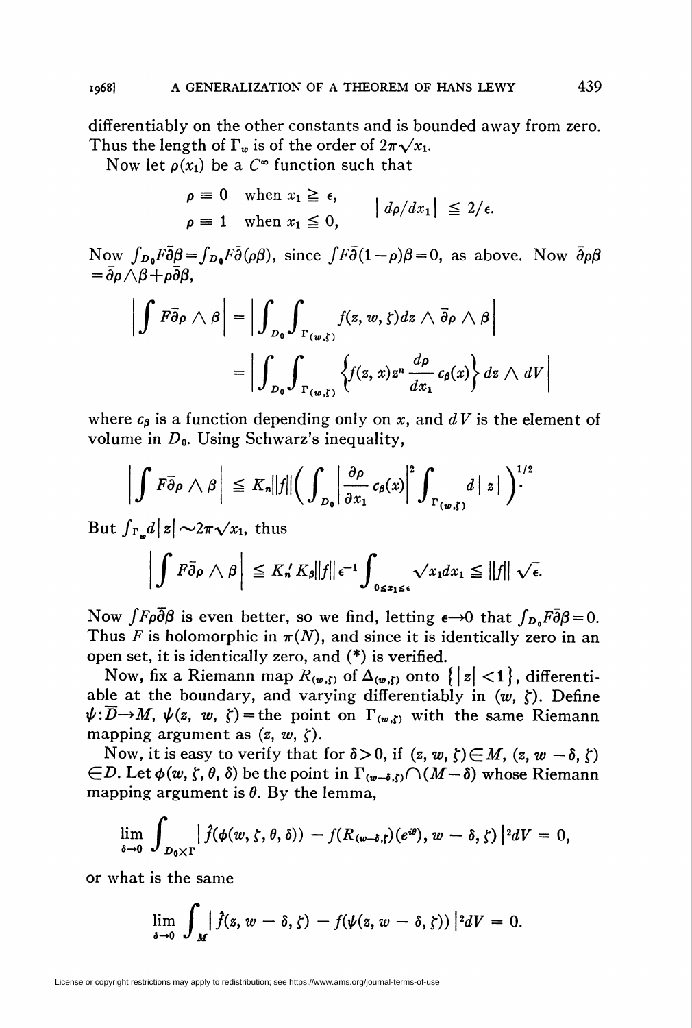differentiably on the other constants and is bounded away from zero. Thus the length of $\Gamma_w$ is of the order of $2\pi\sqrt{x_1}$.

Now let $\rho(x_1)$ be a $C^\infty$ function such that

$$\rho \equiv 0 \quad \text{when } x_1 \geqq \epsilon, \qquad |d\rho/dx_1| \leqq 2/\epsilon.$$
$$\rho \equiv 1 \quad \text{when } x_1 \leqq 0,$$

Now $\int_{D_0} F\bar{\partial}\beta = \int_{D_0} F\bar{\partial}(\rho\beta)$, since $\int F\bar{\partial}(1-\rho)\beta = 0$, as above. Now $\bar{\partial}\rho\beta = \bar{\partial}\rho \wedge \beta + \rho\bar{\partial}\beta$,

$$\left|\int F\bar{\partial}\rho \wedge \beta\right| = \left|\int_{D_0}\int_{\Gamma_{(w,\zeta)}} f(z, w, \zeta)dz \wedge \bar{\partial}\rho \wedge \beta\right|$$
$$= \left|\int_{D_0}\int_{\Gamma_{(w,\zeta)}} \left\{f(z, x)z^n \frac{d\rho}{dx_1} c_\beta(x)\right\} dz \wedge dV\right|$$

where $c_\beta$ is a function depending only on $x$, and $dV$ is the element of volume in $D_0$. Using Schwarz's inequality,

$$\left|\int F\bar{\partial}\rho \wedge \beta\right| \leqq K_n \|f\| \left(\int_{D_0}\left|\frac{\partial \rho}{\partial x_1} c_\beta(x)\right|^2 \int_{\Gamma_{(w,\zeta)}} d|z|\right)^{1/2}.$$

But $\int_{\Gamma_w} d|z| \sim 2\pi\sqrt{x_1}$, thus

$$\left|\int F\bar{\partial}\rho \wedge \beta\right| \leqq K_n' K_\beta \|f\| \epsilon^{-1} \int_{0 \leqq x_1 \leqq \epsilon} \sqrt{x_1}dx_1 \leqq \|f\| \sqrt{\epsilon}.$$

Now $\int F\rho\bar{\partial}\beta$ is even better, so we find, letting $\epsilon \to 0$ that $\int_{D_0} F\bar{\partial}\beta = 0$. Thus $F$ is holomorphic in $\pi(N)$, and since it is identically zero in an open set, it is identically zero, and (\*) is verified.

Now, fix a Riemann map $R_{(w,\zeta)}$ of $\Delta_{(w,\zeta)}$ onto $\{|z| < 1\}$, differentiable at the boundary, and varying differentiably in $(w, \zeta)$. Define $\psi: \bar{D} \to M$, $\psi(z, w, \zeta) =$ the point on $\Gamma_{(w,\zeta)}$ with the same Riemann mapping argument as $(z, w, \zeta)$.

Now, it is easy to verify that for $\delta > 0$, if $(z, w, \zeta) \in M$, $(z, w - \delta, \zeta) \in D$. Let $\phi(w, \zeta, \theta, \delta)$ be the point in $\Gamma_{(w-\delta,\zeta)} \cap (M - \delta)$ whose Riemann mapping argument is $\theta$. By the lemma,

$$\lim_{\delta \to 0} \int_{D_0 \times \Gamma} |\hat{f}(\phi(w, \zeta, \theta, \delta)) - f(R_{(w-\delta,\zeta)}(e^{i\theta}), w - \delta, \zeta)|^2 dV = 0,$$

or what is the same

$$\lim_{\delta \to 0} \int_M |\hat{f}(z, w - \delta, \zeta) - f(\psi(z, w - \delta, \zeta))|^2 dV = 0.$$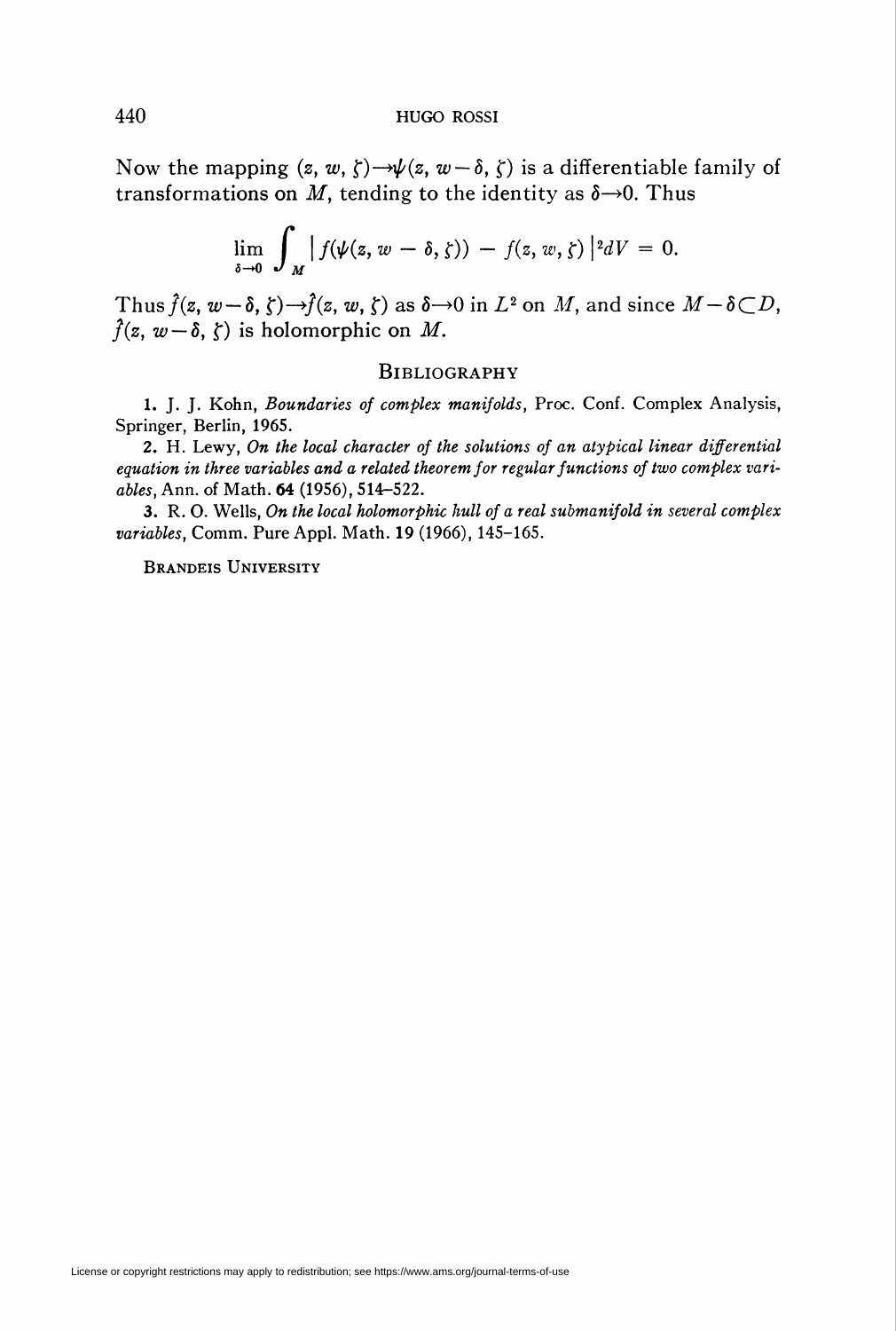Now the mapping $(z, w, \zeta) \to \psi(z, w-\delta, \zeta)$ is a differentiable family of transformations on $M$, tending to the identity as $\delta \to 0$. Thus

$$\lim_{\delta \to 0} \int_M |f(\psi(z, w-\delta, \zeta)) - f(z, w, \zeta)|^2 dV = 0.$$

Thus $\hat{f}(z, w-\delta, \zeta) \to \hat{f}(z, w, \zeta)$ as $\delta \to 0$ in $L^2$ on $M$, and since $M - \delta \subset D$, $\hat{f}(z, w-\delta, \zeta)$ is holomorphic on $M$.

## Bibliography

**1.** J. J. Kohn, *Boundaries of complex manifolds*, Proc. Conf. Complex Analysis, Springer, Berlin, 1965.

**2.** H. Lewy, *On the local character of the solutions of an atypical linear differential equation in three variables and a related theorem for regular functions of two complex variables*, Ann. of Math. **64** (1956), 514–522.

**3.** R. O. Wells, *On the local holomorphic hull of a real submanifold in several complex variables*, Comm. Pure Appl. Math. **19** (1966), 145–165.

Brandeis University